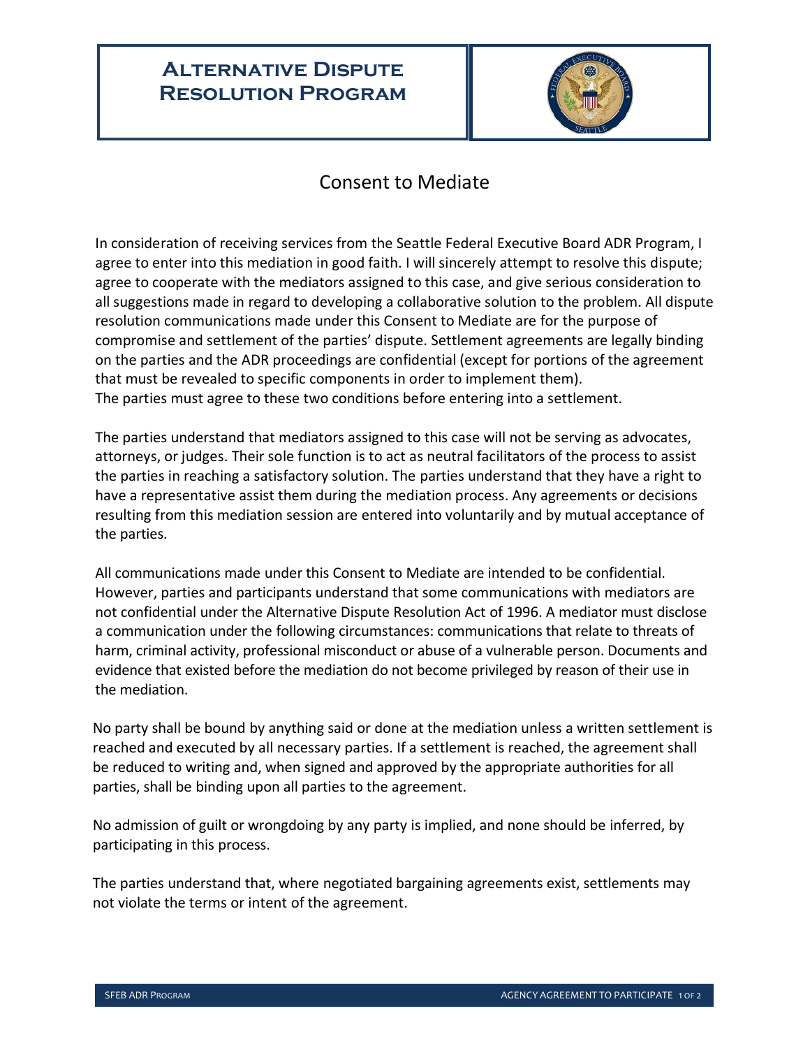# Alternative Dispute Resolution Program

## Consent to Mediate

In consideration of receiving services from the Seattle Federal Executive Board ADR Program, I agree to enter into this mediation in good faith. I will sincerely attempt to resolve this dispute; agree to cooperate with the mediators assigned to this case, and give serious consideration to all suggestions made in regard to developing a collaborative solution to the problem. All dispute resolution communications made under this Consent to Mediate are for the purpose of compromise and settlement of the parties' dispute. Settlement agreements are legally binding on the parties and the ADR proceedings are confidential (except for portions of the agreement that must be revealed to specific components in order to implement them).
The parties must agree to these two conditions before entering into a settlement.

The parties understand that mediators assigned to this case will not be serving as advocates, attorneys, or judges. Their sole function is to act as neutral facilitators of the process to assist the parties in reaching a satisfactory solution. The parties understand that they have a right to have a representative assist them during the mediation process. Any agreements or decisions resulting from this mediation session are entered into voluntarily and by mutual acceptance of the parties.

All communications made under this Consent to Mediate are intended to be confidential. However, parties and participants understand that some communications with mediators are not confidential under the Alternative Dispute Resolution Act of 1996. A mediator must disclose a communication under the following circumstances: communications that relate to threats of harm, criminal activity, professional misconduct or abuse of a vulnerable person. Documents and evidence that existed before the mediation do not become privileged by reason of their use in the mediation.

No party shall be bound by anything said or done at the mediation unless a written settlement is reached and executed by all necessary parties. If a settlement is reached, the agreement shall be reduced to writing and, when signed and approved by the appropriate authorities for all parties, shall be binding upon all parties to the agreement.

No admission of guilt or wrongdoing by any party is implied, and none should be inferred, by participating in this process.

The parties understand that, where negotiated bargaining agreements exist, settlements may not violate the terms or intent of the agreement.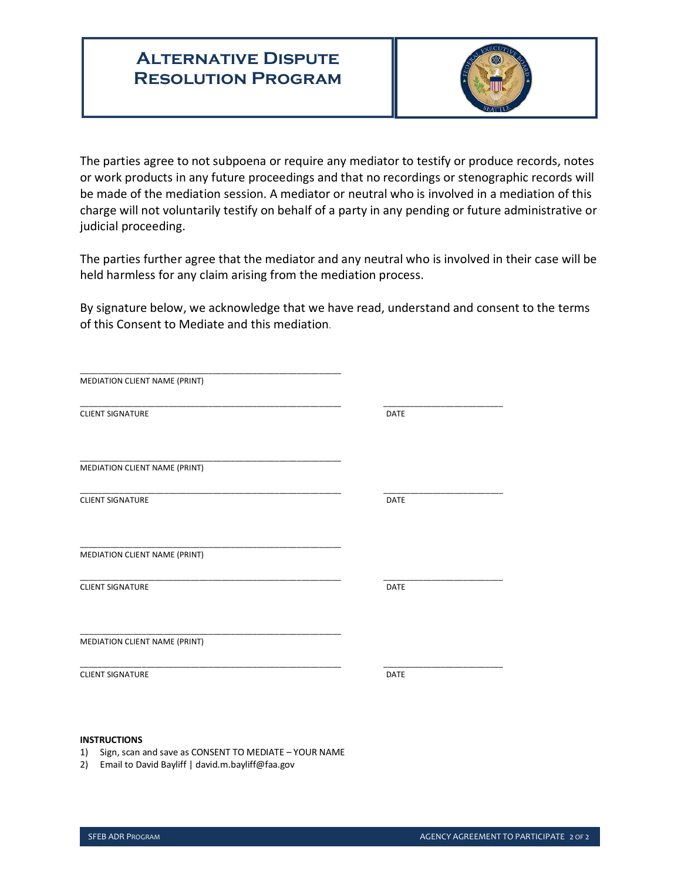# Alternative Dispute Resolution Program

The parties agree to not subpoena or require any mediator to testify or produce records, notes or work products in any future proceedings and that no recordings or stenographic records will be made of the mediation session. A mediator or neutral who is involved in a mediation of this charge will not voluntarily testify on behalf of a party in any pending or future administrative or judicial proceeding.

The parties further agree that the mediator and any neutral who is involved in their case will be held harmless for any claim arising from the mediation process.

By signature below, we acknowledge that we have read, understand and consent to the terms of this Consent to Mediate and this mediation.

\_\_\_\_\_\_\_\_\_\_\_\_\_\_\_\_\_\_\_\_\_\_\_\_\_\_\_\_\_\_\_\_\_\_\_\_\_\_\_\_\_\_\_\_\_\_\_\_\_\_\_\_
MEDIATION CLIENT NAME (PRINT)

\_\_\_\_\_\_\_\_\_\_\_\_\_\_\_\_\_\_\_\_\_\_\_\_\_\_\_\_\_\_\_\_\_\_\_\_\_\_\_\_\_\_\_\_\_\_\_\_\_\_\_\_ \_\_\_\_\_\_\_\_\_\_\_\_\_\_\_\_\_\_\_\_\_\_\_\_\_
CLIENT SIGNATURE DATE

\_\_\_\_\_\_\_\_\_\_\_\_\_\_\_\_\_\_\_\_\_\_\_\_\_\_\_\_\_\_\_\_\_\_\_\_\_\_\_\_\_\_\_\_\_\_\_\_\_\_\_\_
MEDIATION CLIENT NAME (PRINT)

\_\_\_\_\_\_\_\_\_\_\_\_\_\_\_\_\_\_\_\_\_\_\_\_\_\_\_\_\_\_\_\_\_\_\_\_\_\_\_\_\_\_\_\_\_\_\_\_\_\_\_\_ \_\_\_\_\_\_\_\_\_\_\_\_\_\_\_\_\_\_\_\_\_\_\_\_\_
CLIENT SIGNATURE DATE

\_\_\_\_\_\_\_\_\_\_\_\_\_\_\_\_\_\_\_\_\_\_\_\_\_\_\_\_\_\_\_\_\_\_\_\_\_\_\_\_\_\_\_\_\_\_\_\_\_\_\_\_
MEDIATION CLIENT NAME (PRINT)

\_\_\_\_\_\_\_\_\_\_\_\_\_\_\_\_\_\_\_\_\_\_\_\_\_\_\_\_\_\_\_\_\_\_\_\_\_\_\_\_\_\_\_\_\_\_\_\_\_\_\_\_ \_\_\_\_\_\_\_\_\_\_\_\_\_\_\_\_\_\_\_\_\_\_\_\_\_
CLIENT SIGNATURE DATE

\_\_\_\_\_\_\_\_\_\_\_\_\_\_\_\_\_\_\_\_\_\_\_\_\_\_\_\_\_\_\_\_\_\_\_\_\_\_\_\_\_\_\_\_\_\_\_\_\_\_\_\_
MEDIATION CLIENT NAME (PRINT)

\_\_\_\_\_\_\_\_\_\_\_\_\_\_\_\_\_\_\_\_\_\_\_\_\_\_\_\_\_\_\_\_\_\_\_\_\_\_\_\_\_\_\_\_\_\_\_\_\_\_\_\_ \_\_\_\_\_\_\_\_\_\_\_\_\_\_\_\_\_\_\_\_\_\_\_\_\_
CLIENT SIGNATURE DATE

**INSTRUCTIONS**

1) Sign, scan and save as CONSENT TO MEDIATE – YOUR NAME
2) Email to David Bayliff | david.m.bayliff@faa.gov